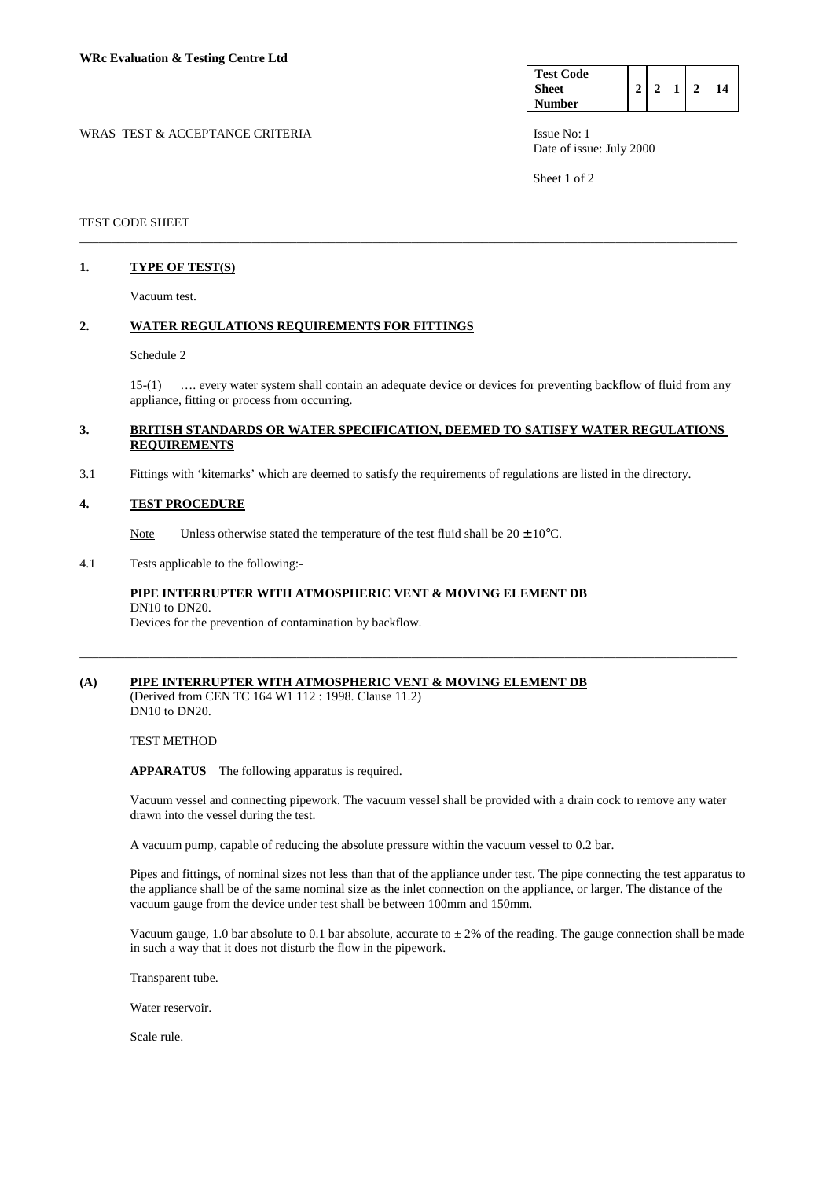**WRc Evaluation & Testing Centre Ltd**

| Test Code Sheet Number | 2 | 2 | 1 | 2 | 14 |
|---|---|---|---|---|---|

WRAS TEST & ACCEPTANCE CRITERIA

Issue No: 1
Date of issue: July 2000

TEST CODE SHEET

---

## 1. TYPE OF TEST(S)

Vacuum test.

## 2. WATER REGULATIONS REQUIREMENTS FOR FITTINGS

Schedule 2

15-(1) …. every water system shall contain an adequate device or devices for preventing backflow of fluid from any appliance, fitting or process from occurring.

## 3. BRITISH STANDARDS OR WATER SPECIFICATION, DEEMED TO SATISFY WATER REGULATIONS REQUIREMENTS

3.1 Fittings with 'kitemarks' which are deemed to satisfy the requirements of regulations are listed in the directory.

## 4. TEST PROCEDURE

Note Unless otherwise stated the temperature of the test fluid shall be 20 ± 10°C.

4.1 Tests applicable to the following:-

**PIPE INTERRUPTER WITH ATMOSPHERIC VENT & MOVING ELEMENT DB**
DN10 to DN20.
Devices for the prevention of contamination by backflow.

---

## (A) PIPE INTERRUPTER WITH ATMOSPHERIC VENT & MOVING ELEMENT DB

(Derived from CEN TC 164 W1 112 : 1998. Clause 11.2)
DN10 to DN20.

TEST METHOD

**APPARATUS** The following apparatus is required.

Vacuum vessel and connecting pipework. The vacuum vessel shall be provided with a drain cock to remove any water drawn into the vessel during the test.

A vacuum pump, capable of reducing the absolute pressure within the vacuum vessel to 0.2 bar.

Pipes and fittings, of nominal sizes not less than that of the appliance under test. The pipe connecting the test apparatus to the appliance shall be of the same nominal size as the inlet connection on the appliance, or larger. The distance of the vacuum gauge from the device under test shall be between 100mm and 150mm.

Vacuum gauge, 1.0 bar absolute to 0.1 bar absolute, accurate to ± 2% of the reading. The gauge connection shall be made in such a way that it does not disturb the flow in the pipework.

Transparent tube.

Water reservoir.

Scale rule.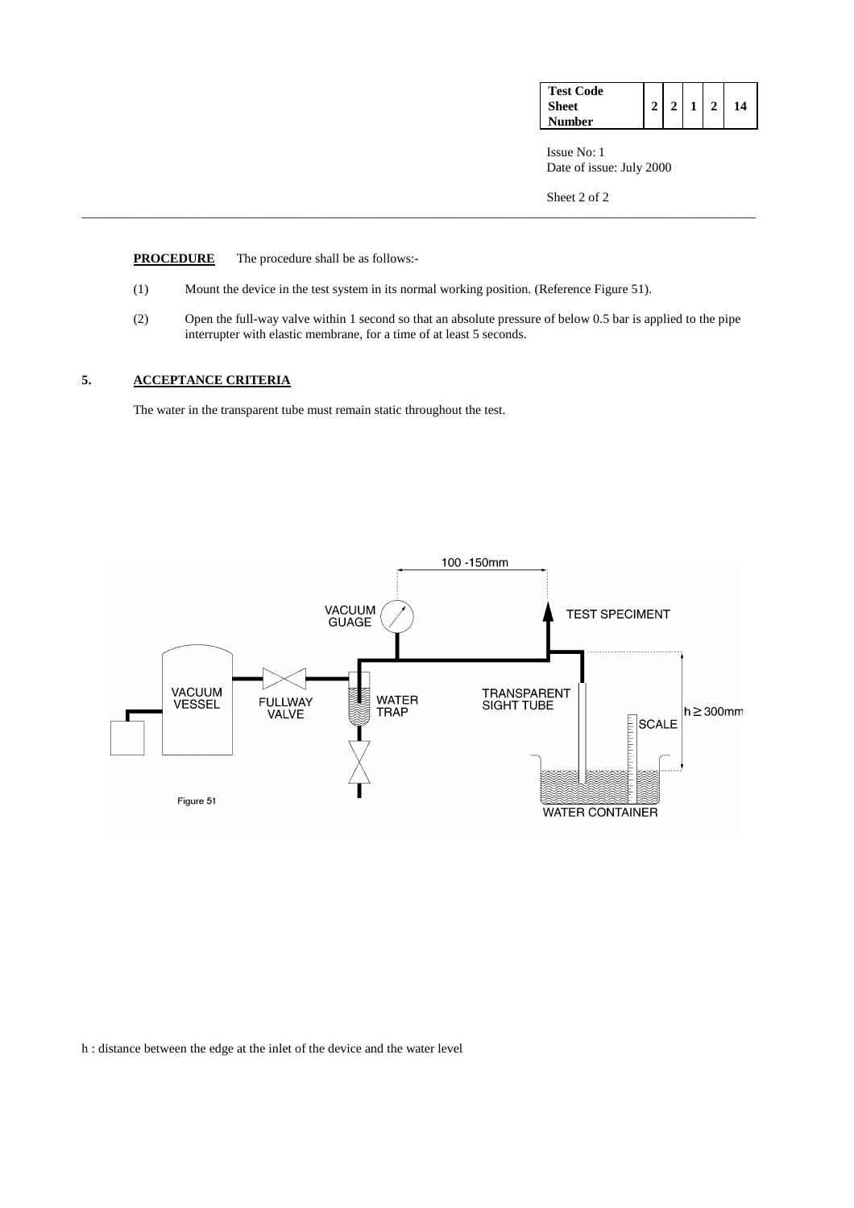| Test Code Sheet Number | 2 | 2 | 1 | 2 | 14 |
|---|---|---|---|---|---|

Issue No: 1
Date of issue: July 2000

**PROCEDURE** The procedure shall be as follows:-

(1) Mount the device in the test system in its normal working position. (Reference Figure 51).

(2) Open the full-way valve within 1 second so that an absolute pressure of below 0.5 bar is applied to the pipe interrupter with elastic membrane, for a time of at least 5 seconds.

## 5. ACCEPTANCE CRITERIA

The water in the transparent tube must remain static throughout the test.

100 -150mm

VACUUM GUAGE

TEST SPECIMENT

VACUUM VESSEL

FULLWAY VALVE

WATER TRAP

TRANSPARENT SIGHT TUBE

SCALE

$h \geq 300$mm

WATER CONTAINER

Figure 51

h : distance between the edge at the inlet of the device and the water level